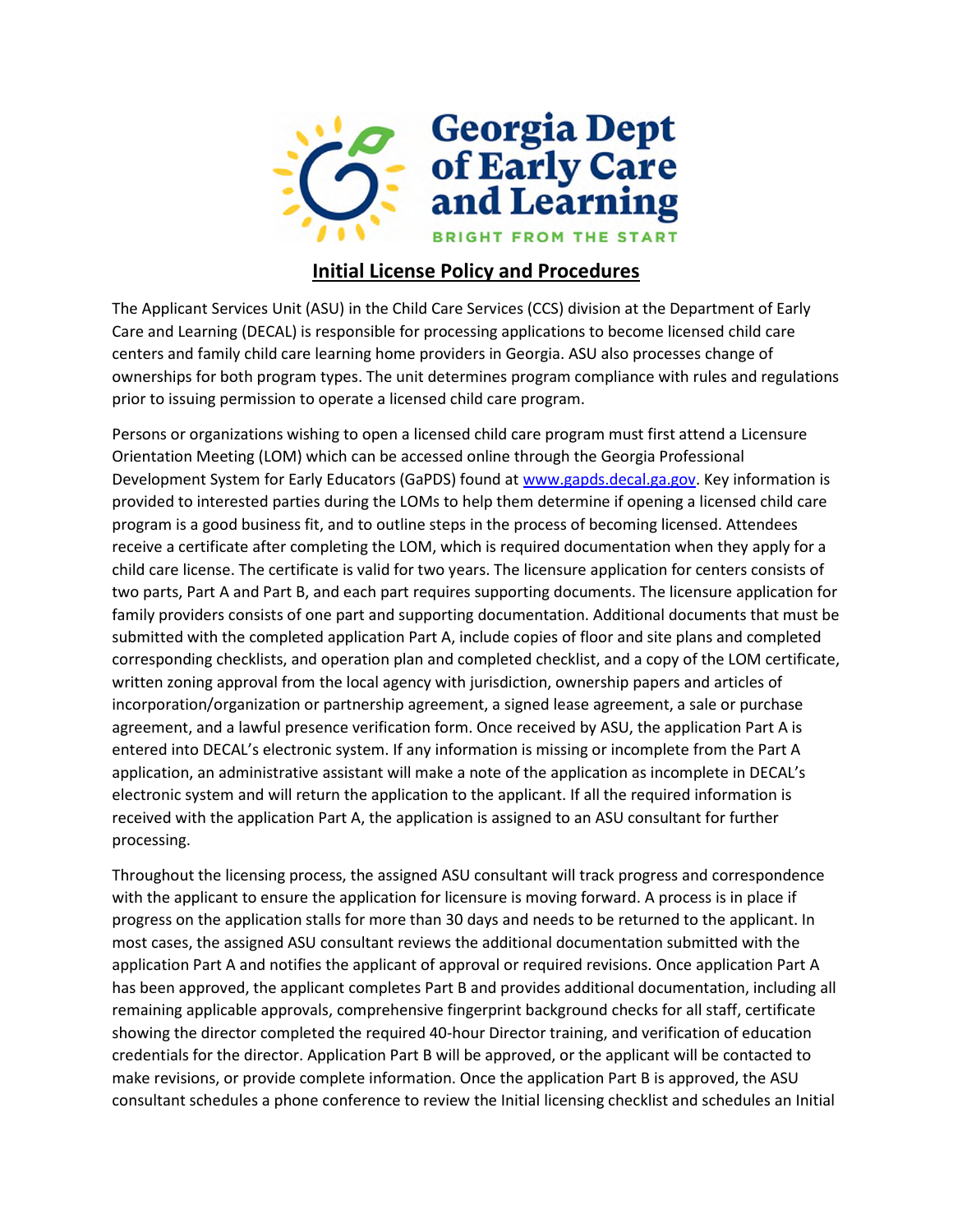Georgia Dept of Early Care and Learning

BRIGHT FROM THE START

# Initial License Policy and Procedures

The Applicant Services Unit (ASU) in the Child Care Services (CCS) division at the Department of Early Care and Learning (DECAL) is responsible for processing applications to become licensed child care centers and family child care learning home providers in Georgia. ASU also processes change of ownerships for both program types. The unit determines program compliance with rules and regulations prior to issuing permission to operate a licensed child care program.

Persons or organizations wishing to open a licensed child care program must first attend a Licensure Orientation Meeting (LOM) which can be accessed online through the Georgia Professional Development System for Early Educators (GaPDS) found at [www.gapds.decal.ga.gov](www.gapds.decal.ga.gov). Key information is provided to interested parties during the LOMs to help them determine if opening a licensed child care program is a good business fit, and to outline steps in the process of becoming licensed. Attendees receive a certificate after completing the LOM, which is required documentation when they apply for a child care license. The certificate is valid for two years. The licensure application for centers consists of two parts, Part A and Part B, and each part requires supporting documents. The licensure application for family providers consists of one part and supporting documentation. Additional documents that must be submitted with the completed application Part A, include copies of floor and site plans and completed corresponding checklists, and operation plan and completed checklist, and a copy of the LOM certificate, written zoning approval from the local agency with jurisdiction, ownership papers and articles of incorporation/organization or partnership agreement, a signed lease agreement, a sale or purchase agreement, and a lawful presence verification form. Once received by ASU, the application Part A is entered into DECAL's electronic system. If any information is missing or incomplete from the Part A application, an administrative assistant will make a note of the application as incomplete in DECAL's electronic system and will return the application to the applicant. If all the required information is received with the application Part A, the application is assigned to an ASU consultant for further processing.

Throughout the licensing process, the assigned ASU consultant will track progress and correspondence with the applicant to ensure the application for licensure is moving forward. A process is in place if progress on the application stalls for more than 30 days and needs to be returned to the applicant. In most cases, the assigned ASU consultant reviews the additional documentation submitted with the application Part A and notifies the applicant of approval or required revisions. Once application Part A has been approved, the applicant completes Part B and provides additional documentation, including all remaining applicable approvals, comprehensive fingerprint background checks for all staff, certificate showing the director completed the required 40-hour Director training, and verification of education credentials for the director. Application Part B will be approved, or the applicant will be contacted to make revisions, or provide complete information. Once the application Part B is approved, the ASU consultant schedules a phone conference to review the Initial licensing checklist and schedules an Initial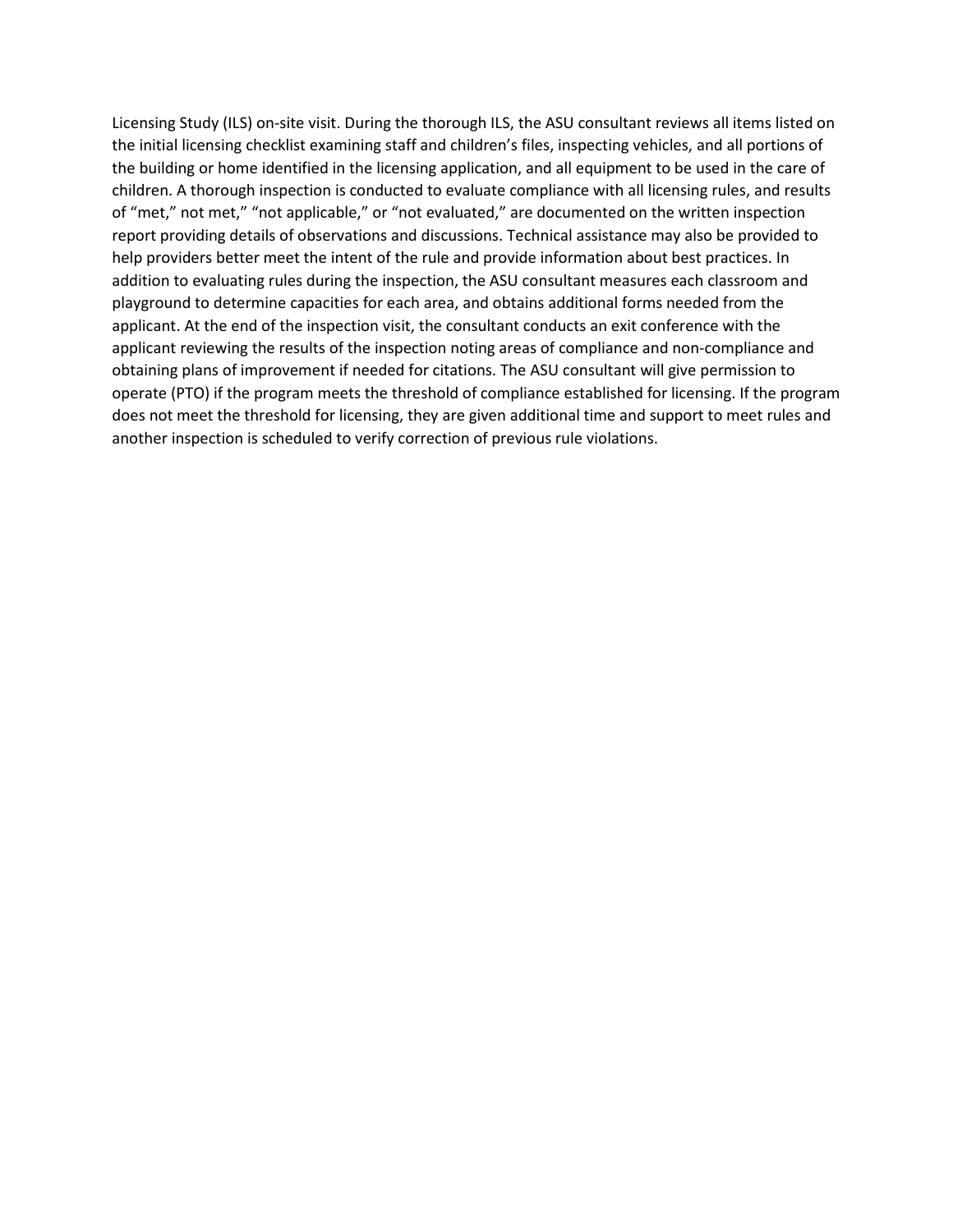Licensing Study (ILS) on-site visit. During the thorough ILS, the ASU consultant reviews all items listed on the initial licensing checklist examining staff and children's files, inspecting vehicles, and all portions of the building or home identified in the licensing application, and all equipment to be used in the care of children. A thorough inspection is conducted to evaluate compliance with all licensing rules, and results of "met," not met," "not applicable," or "not evaluated," are documented on the written inspection report providing details of observations and discussions. Technical assistance may also be provided to help providers better meet the intent of the rule and provide information about best practices. In addition to evaluating rules during the inspection, the ASU consultant measures each classroom and playground to determine capacities for each area, and obtains additional forms needed from the applicant. At the end of the inspection visit, the consultant conducts an exit conference with the applicant reviewing the results of the inspection noting areas of compliance and non-compliance and obtaining plans of improvement if needed for citations. The ASU consultant will give permission to operate (PTO) if the program meets the threshold of compliance established for licensing. If the program does not meet the threshold for licensing, they are given additional time and support to meet rules and another inspection is scheduled to verify correction of previous rule violations.